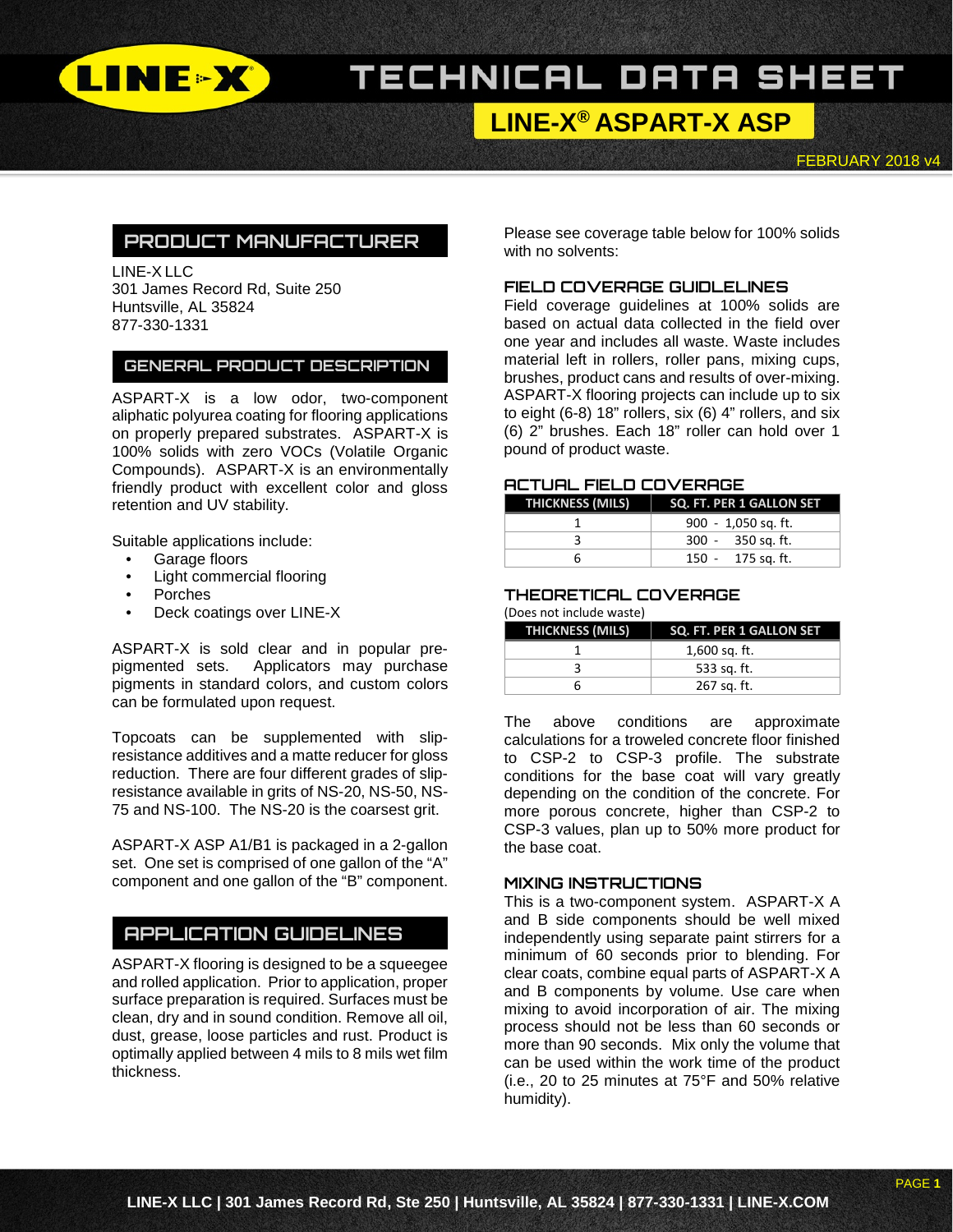# TECHNICAL DATA SHEET

## LINE-X® ASPART-X ASP

FEBRUARY 2018 v4

## PRODUCT MANUFACTURER

LINE-X LLC
301 James Record Rd, Suite 250
Huntsville, AL 35824
877-330-1331

## GENERAL PRODUCT DESCRIPTION

ASPART-X is a low odor, two-component aliphatic polyurea coating for flooring applications on properly prepared substrates. ASPART-X is 100% solids with zero VOCs (Volatile Organic Compounds). ASPART-X is an environmentally friendly product with excellent color and gloss retention and UV stability.

Suitable applications include:

- Garage floors
- Light commercial flooring
- Porches
- Deck coatings over LINE-X

ASPART-X is sold clear and in popular pre-pigmented sets. Applicators may purchase pigments in standard colors, and custom colors can be formulated upon request.

Topcoats can be supplemented with slip-resistance additives and a matte reducer for gloss reduction. There are four different grades of slip-resistance available in grits of NS-20, NS-50, NS-75 and NS-100. The NS-20 is the coarsest grit.

ASPART-X ASP A1/B1 is packaged in a 2-gallon set. One set is comprised of one gallon of the "A" component and one gallon of the "B" component.

## APPLICATION GUIDELINES

ASPART-X flooring is designed to be a squeegee and rolled application. Prior to application, proper surface preparation is required. Surfaces must be clean, dry and in sound condition. Remove all oil, dust, grease, loose particles and rust. Product is optimally applied between 4 mils to 8 mils wet film thickness.

Please see coverage table below for 100% solids with no solvents:

### FIELD COVERAGE GUIDELINES

Field coverage guidelines at 100% solids are based on actual data collected in the field over one year and includes all waste. Waste includes material left in rollers, roller pans, mixing cups, brushes, product cans and results of over-mixing. ASPART-X flooring projects can include up to six to eight (6-8) 18" rollers, six (6) 4" rollers, and six (6) 2" brushes. Each 18" roller can hold over 1 pound of product waste.

### ACTUAL FIELD COVERAGE

| THICKNESS (MILS) | SQ. FT. PER 1 GALLON SET |
|---|---|
| 1 | 900 - 1,050 sq. ft. |
| 3 | 300 - 350 sq. ft. |
| 6 | 150 - 175 sq. ft. |

### THEORETICAL COVERAGE

(Does not include waste)

| THICKNESS (MILS) | SQ. FT. PER 1 GALLON SET |
|---|---|
| 1 | 1,600 sq. ft. |
| 3 | 533 sq. ft. |
| 6 | 267 sq. ft. |

The above conditions are approximate calculations for a troweled concrete floor finished to CSP-2 to CSP-3 profile. The substrate conditions for the base coat will vary greatly depending on the condition of the concrete. For more porous concrete, higher than CSP-2 to CSP-3 values, plan up to 50% more product for the base coat.

### MIXING INSTRUCTIONS

This is a two-component system. ASPART-X A and B side components should be well mixed independently using separate paint stirrers for a minimum of 60 seconds prior to blending. For clear coats, combine equal parts of ASPART-X A and B components by volume. Use care when mixing to avoid incorporation of air. The mixing process should not be less than 60 seconds or more than 90 seconds. Mix only the volume that can be used within the work time of the product (i.e., 20 to 25 minutes at 75°F and 50% relative humidity).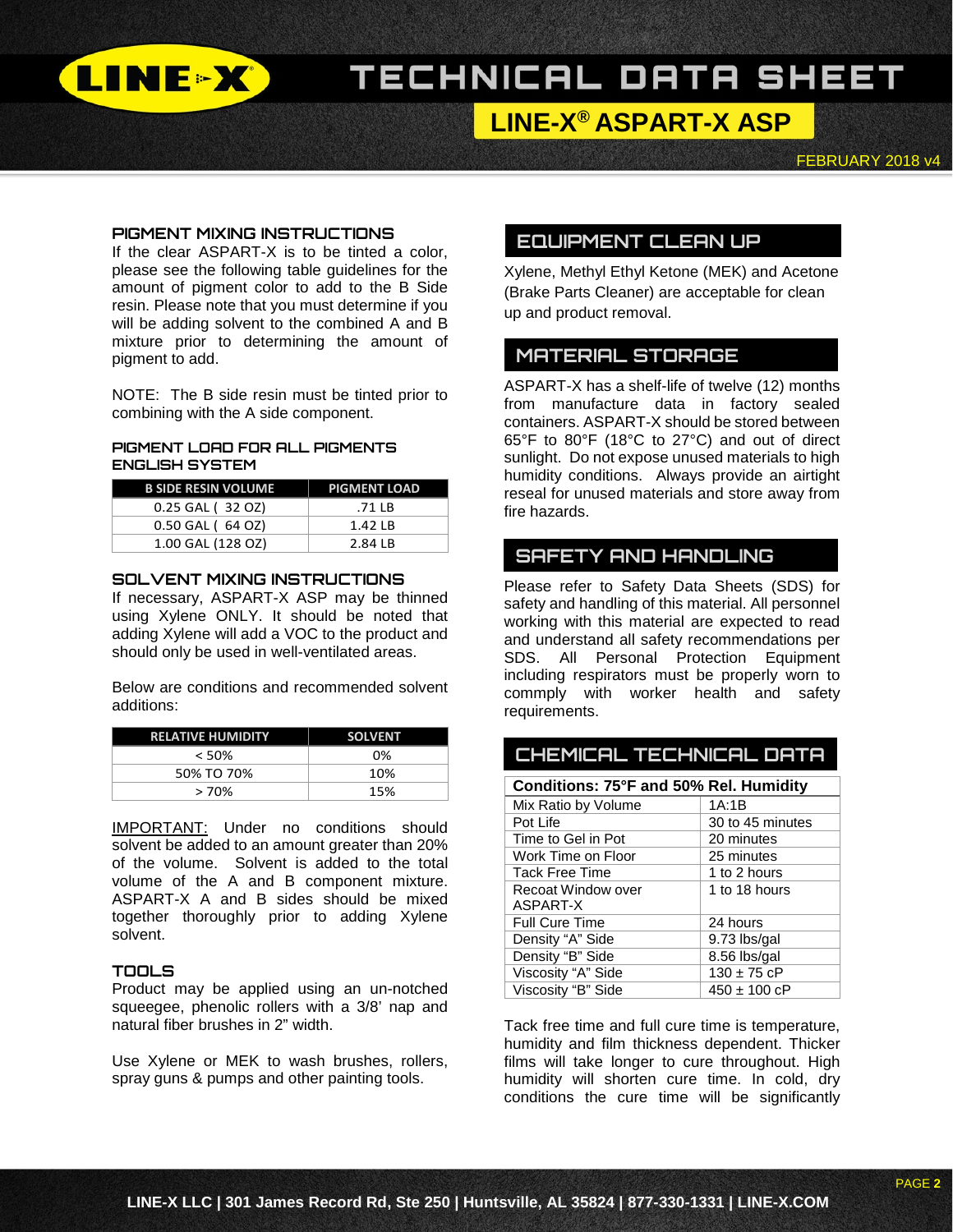# TECHNICAL DATA SHEET

## LINE-X® ASPART-X ASP

FEBRUARY 2018 v4

### PIGMENT MIXING INSTRUCTIONS

If the clear ASPART-X is to be tinted a color, please see the following table guidelines for the amount of pigment color to add to the B Side resin. Please note that you must determine if you will be adding solvent to the combined A and B mixture prior to determining the amount of pigment to add.

NOTE: The B side resin must be tinted prior to combining with the A side component.

#### PIGMENT LOAD FOR ALL PIGMENTS ENGLISH SYSTEM

| B SIDE RESIN VOLUME | PIGMENT LOAD |
|---|---|
| 0.25 GAL ( 32 OZ) | .71 LB |
| 0.50 GAL ( 64 OZ) | 1.42 LB |
| 1.00 GAL (128 OZ) | 2.84 LB |

### SOLVENT MIXING INSTRUCTIONS

If necessary, ASPART-X ASP may be thinned using Xylene ONLY. It should be noted that adding Xylene will add a VOC to the product and should only be used in well-ventilated areas.

Below are conditions and recommended solvent additions:

| RELATIVE HUMIDITY | SOLVENT |
|---|---|
| < 50% | 0% |
| 50% TO 70% | 10% |
| > 70% | 15% |

IMPORTANT: Under no conditions should solvent be added to an amount greater than 20% of the volume. Solvent is added to the total volume of the A and B component mixture. ASPART-X A and B sides should be mixed together thoroughly prior to adding Xylene solvent.

### TOOLS

Product may be applied using an un-notched squeegee, phenolic rollers with a 3/8' nap and natural fiber brushes in 2" width.

Use Xylene or MEK to wash brushes, rollers, spray guns & pumps and other painting tools.

## EQUIPMENT CLEAN UP

Xylene, Methyl Ethyl Ketone (MEK) and Acetone (Brake Parts Cleaner) are acceptable for clean up and product removal.

## MATERIAL STORAGE

ASPART-X has a shelf-life of twelve (12) months from manufacture data in factory sealed containers. ASPART-X should be stored between 65°F to 80°F (18°C to 27°C) and out of direct sunlight. Do not expose unused materials to high humidity conditions. Always provide an airtight reseal for unused materials and store away from fire hazards.

## SAFETY AND HANDLING

Please refer to Safety Data Sheets (SDS) for safety and handling of this material. All personnel working with this material are expected to read and understand all safety recommendations per SDS. All Personal Protection Equipment including respirators must be properly worn to commply with worker health and safety requirements.

## CHEMICAL TECHNICAL DATA

| Conditions: 75°F and 50% Rel. Humidity | |
|---|---|
| Mix Ratio by Volume | 1A:1B |
| Pot Life | 30 to 45 minutes |
| Time to Gel in Pot | 20 minutes |
| Work Time on Floor | 25 minutes |
| Tack Free Time | 1 to 2 hours |
| Recoat Window over ASPART-X | 1 to 18 hours |
| Full Cure Time | 24 hours |
| Density "A" Side | 9.73 lbs/gal |
| Density "B" Side | 8.56 lbs/gal |
| Viscosity "A" Side | 130 ± 75 cP |
| Viscosity "B" Side | 450 ± 100 cP |

Tack free time and full cure time is temperature, humidity and film thickness dependent. Thicker films will take longer to cure throughout. High humidity will shorten cure time. In cold, dry conditions the cure time will be significantly

LINE-X LLC | 301 James Record Rd, Ste 250 | Huntsville, AL 35824 | 877-330-1331 | LINE-X.COM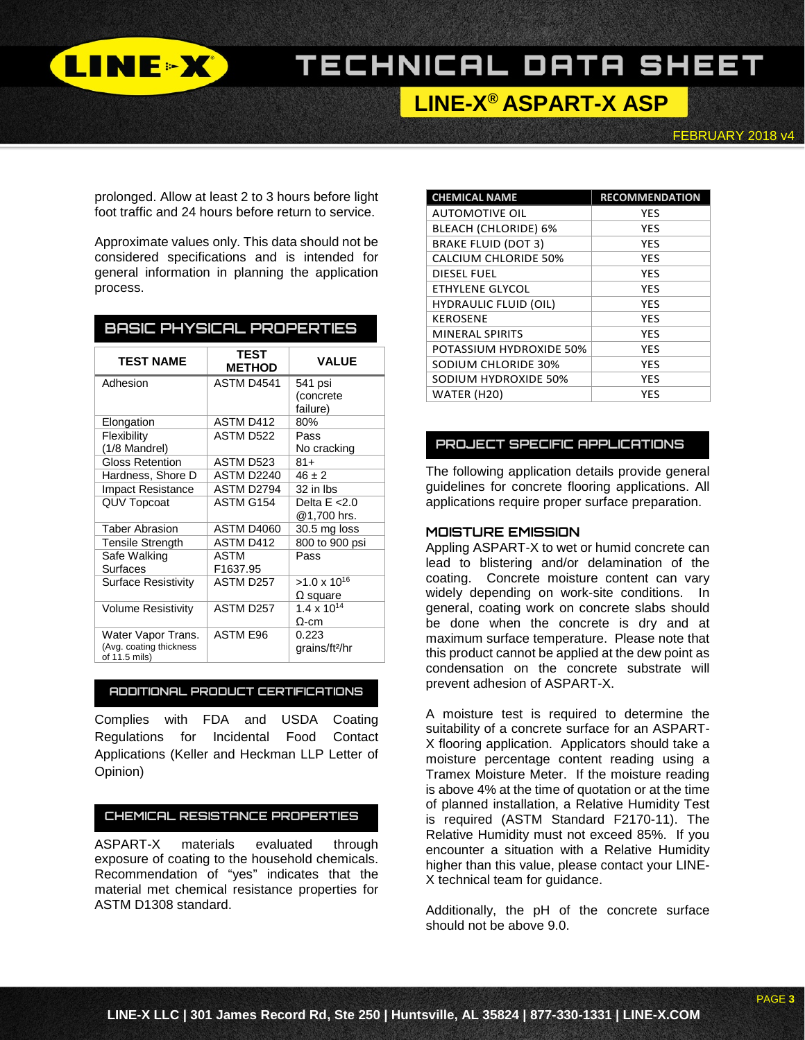prolonged. Allow at least 2 to 3 hours before light foot traffic and 24 hours before return to service.

Approximate values only. This data should not be considered specifications and is intended for general information in planning the application process.

## BASIC PHYSICAL PROPERTIES

| TEST NAME | TEST METHOD | VALUE |
|---|---|---|
| Adhesion | ASTM D4541 | 541 psi (concrete failure) |
| Elongation | ASTM D412 | 80% |
| Flexibility (1/8 Mandrel) | ASTM D522 | Pass No cracking |
| Gloss Retention | ASTM D523 | 81+ |
| Hardness, Shore D | ASTM D2240 | 46 ± 2 |
| Impact Resistance | ASTM D2794 | 32 in lbs |
| QUV Topcoat | ASTM G154 | Delta E <2.0 @1,700 hrs. |
| Taber Abrasion | ASTM D4060 | 30.5 mg loss |
| Tensile Strength | ASTM D412 | 800 to 900 psi |
| Safe Walking Surfaces | ASTM F1637.95 | Pass |
| Surface Resistivity | ASTM D257 | >1.0 x $10^{16}$ Ω square |
| Volume Resistivity | ASTM D257 | 1.4 x $10^{14}$ Ω-cm |
| Water Vapor Trans. (Avg. coating thickness of 11.5 mils) | ASTM E96 | 0.223 grains/ft²/hr |

## ADDITIONAL PRODUCT CERTIFICATIONS

Complies with FDA and USDA Coating Regulations for Incidental Food Contact Applications (Keller and Heckman LLP Letter of Opinion)

## CHEMICAL RESISTANCE PROPERTIES

ASPART-X materials evaluated through exposure of coating to the household chemicals. Recommendation of "yes" indicates that the material met chemical resistance properties for ASTM D1308 standard.

| CHEMICAL NAME | RECOMMENDATION |
|---|---|
| AUTOMOTIVE OIL | YES |
| BLEACH (CHLORIDE) 6% | YES |
| BRAKE FLUID (DOT 3) | YES |
| CALCIUM CHLORIDE 50% | YES |
| DIESEL FUEL | YES |
| ETHYLENE GLYCOL | YES |
| HYDRAULIC FLUID (OIL) | YES |
| KEROSENE | YES |
| MINERAL SPIRITS | YES |
| POTASSIUM HYDROXIDE 50% | YES |
| SODIUM CHLORIDE 30% | YES |
| SODIUM HYDROXIDE 50% | YES |
| WATER (H20) | YES |

## PROJECT SPECIFIC APPLICATIONS

The following application details provide general guidelines for concrete flooring applications. All applications require proper surface preparation.

### MOISTURE EMISSION

Appling ASPART-X to wet or humid concrete can lead to blistering and/or delamination of the coating. Concrete moisture content can vary widely depending on work-site conditions. In general, coating work on concrete slabs should be done when the concrete is dry and at maximum surface temperature. Please note that this product cannot be applied at the dew point as condensation on the concrete substrate will prevent adhesion of ASPART-X.

A moisture test is required to determine the suitability of a concrete surface for an ASPART-X flooring application. Applicators should take a moisture percentage content reading using a Tramex Moisture Meter. If the moisture reading is above 4% at the time of quotation or at the time of planned installation, a Relative Humidity Test is required (ASTM Standard F2170-11). The Relative Humidity must not exceed 85%. If you encounter a situation with a Relative Humidity higher than this value, please contact your LINE-X technical team for guidance.

Additionally, the pH of the concrete surface should not be above 9.0.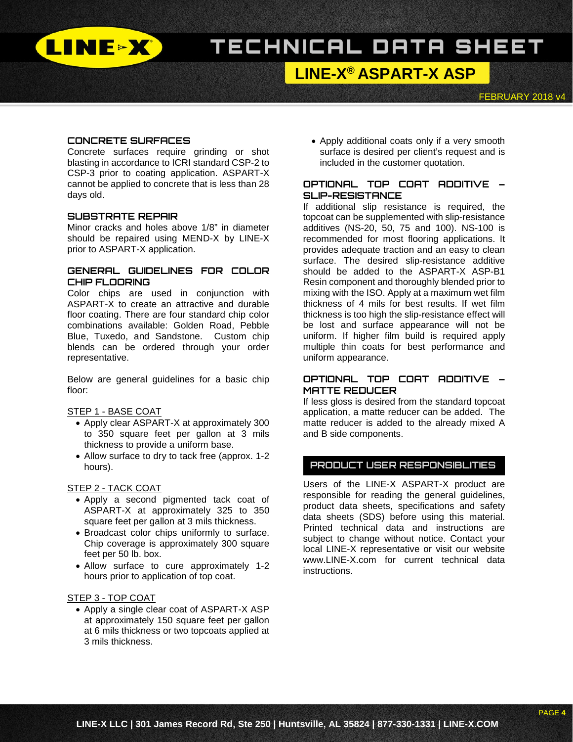## CONCRETE SURFACES

Concrete surfaces require grinding or shot blasting in accordance to ICRI standard CSP-2 to CSP-3 prior to coating application. ASPART-X cannot be applied to concrete that is less than 28 days old.

## SUBSTRATE REPAIR

Minor cracks and holes above 1/8" in diameter should be repaired using MEND-X by LINE-X prior to ASPART-X application.

## GENERAL GUIDELINES FOR COLOR CHIP FLOORING

Color chips are used in conjunction with ASPART-X to create an attractive and durable floor coating. There are four standard chip color combinations available: Golden Road, Pebble Blue, Tuxedo, and Sandstone. Custom chip blends can be ordered through your order representative.

Below are general guidelines for a basic chip floor:

STEP 1 - BASE COAT

- Apply clear ASPART-X at approximately 300 to 350 square feet per gallon at 3 mils thickness to provide a uniform base.
- Allow surface to dry to tack free (approx. 1-2 hours).

STEP 2 - TACK COAT

- Apply a second pigmented tack coat of ASPART-X at approximately 325 to 350 square feet per gallon at 3 mils thickness.
- Broadcast color chips uniformly to surface. Chip coverage is approximately 300 square feet per 50 lb. box.
- Allow surface to cure approximately 1-2 hours prior to application of top coat.

STEP 3 - TOP COAT

- Apply a single clear coat of ASPART-X ASP at approximately 150 square feet per gallon at 6 mils thickness or two topcoats applied at 3 mils thickness.
- Apply additional coats only if a very smooth surface is desired per client's request and is included in the customer quotation.

## OPTIONAL TOP COAT ADDITIVE – SLIP-RESISTANCE

If additional slip resistance is required, the topcoat can be supplemented with slip-resistance additives (NS-20, 50, 75 and 100). NS-100 is recommended for most flooring applications. It provides adequate traction and an easy to clean surface. The desired slip-resistance additive should be added to the ASPART-X ASP-B1 Resin component and thoroughly blended prior to mixing with the ISO. Apply at a maximum wet film thickness of 4 mils for best results. If wet film thickness is too high the slip-resistance effect will be lost and surface appearance will not be uniform. If higher film build is required apply multiple thin coats for best performance and uniform appearance.

## OPTIONAL TOP COAT ADDITIVE – MATTE REDUCER

If less gloss is desired from the standard topcoat application, a matte reducer can be added. The matte reducer is added to the already mixed A and B side components.

## PRODUCT USER RESPONSIBLITIES

Users of the LINE-X ASPART-X product are responsible for reading the general guidelines, product data sheets, specifications and safety data sheets (SDS) before using this material. Printed technical data and instructions are subject to change without notice. Contact your local LINE-X representative or visit our website www.LINE-X.com for current technical data instructions.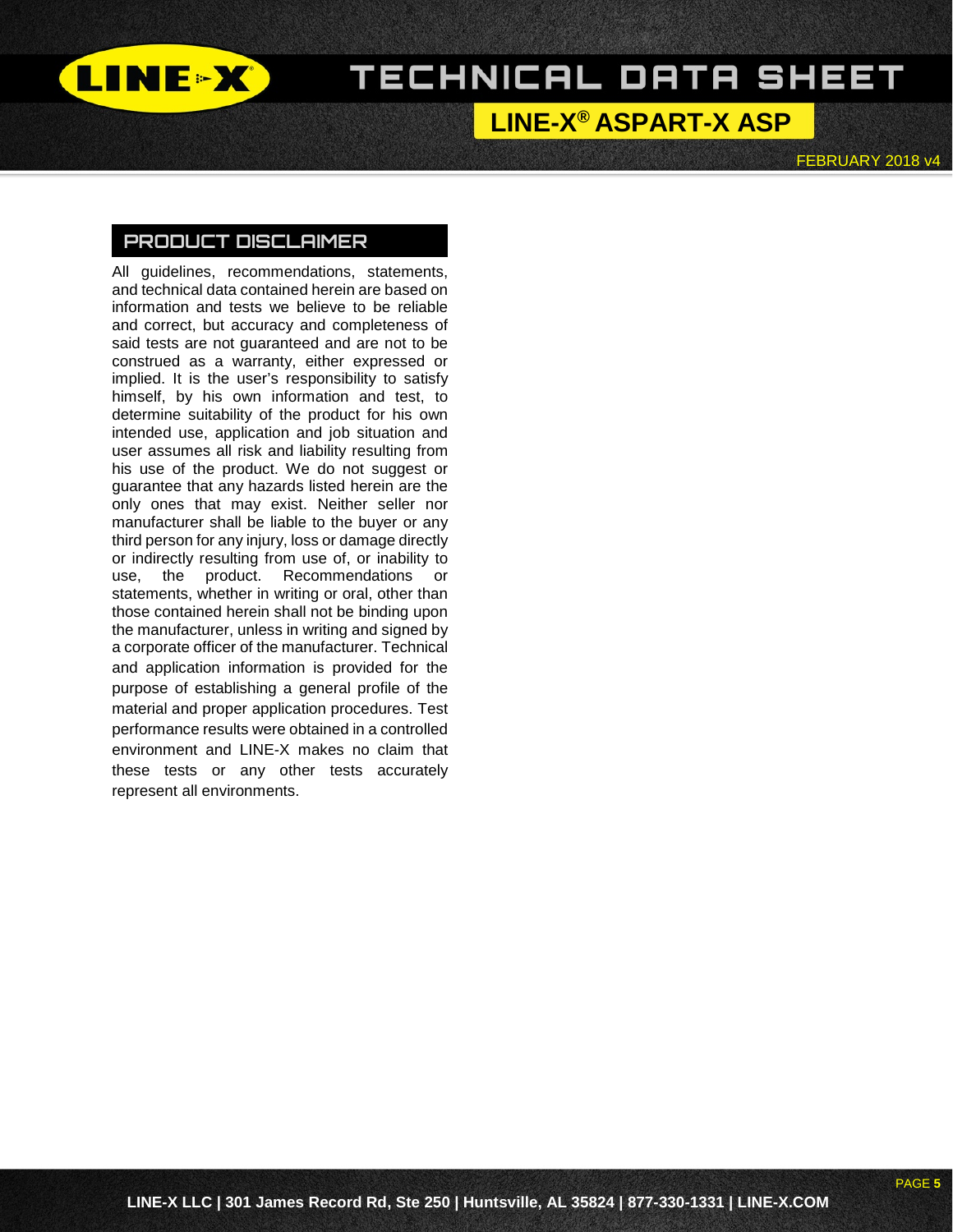## PRODUCT DISCLAIMER

All guidelines, recommendations, statements, and technical data contained herein are based on information and tests we believe to be reliable and correct, but accuracy and completeness of said tests are not guaranteed and are not to be construed as a warranty, either expressed or implied. It is the user's responsibility to satisfy himself, by his own information and test, to determine suitability of the product for his own intended use, application and job situation and user assumes all risk and liability resulting from his use of the product. We do not suggest or guarantee that any hazards listed herein are the only ones that may exist. Neither seller nor manufacturer shall be liable to the buyer or any third person for any injury, loss or damage directly or indirectly resulting from use of, or inability to use, the product. Recommendations or statements, whether in writing or oral, other than those contained herein shall not be binding upon the manufacturer, unless in writing and signed by a corporate officer of the manufacturer. Technical and application information is provided for the purpose of establishing a general profile of the material and proper application procedures. Test performance results were obtained in a controlled environment and LINE-X makes no claim that these tests or any other tests accurately represent all environments.